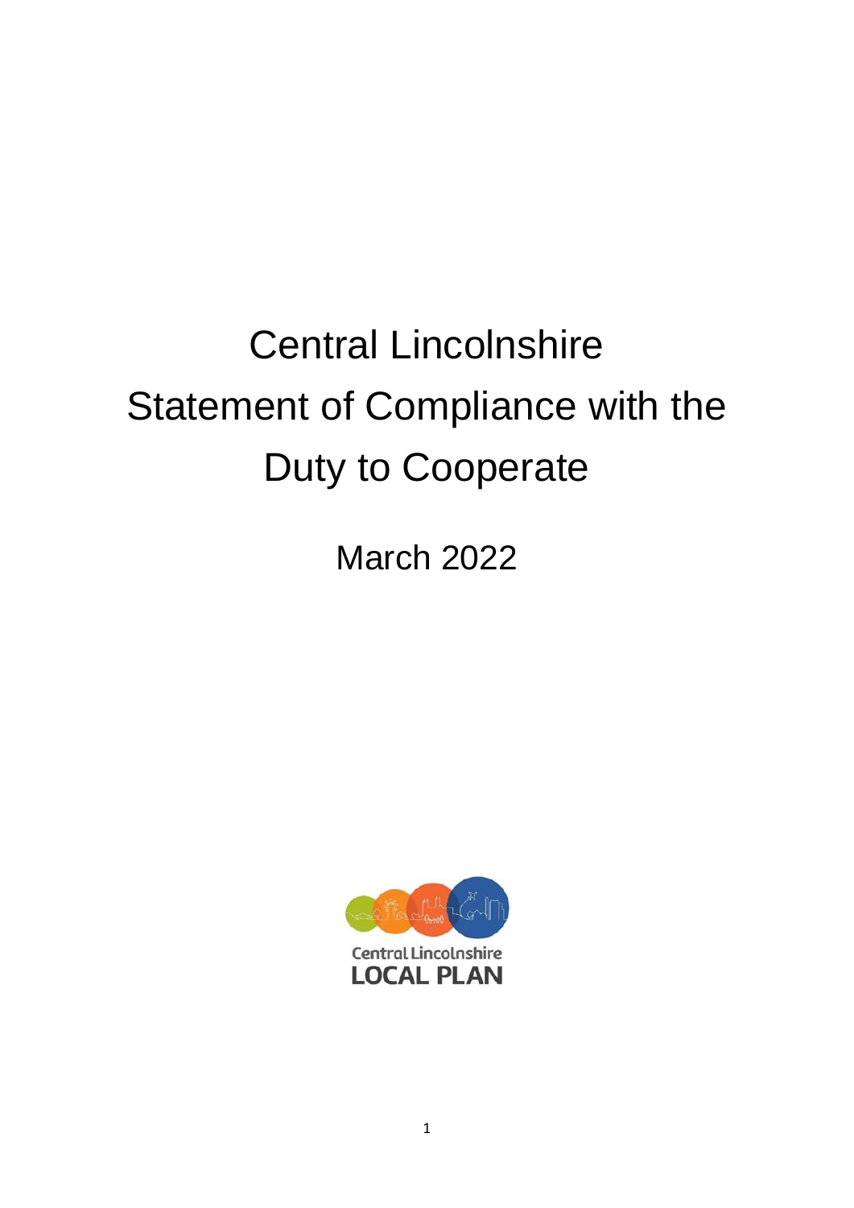# Central Lincolnshire Statement of Compliance with the Duty to Cooperate

March 2022

Central Lincolnshire
LOCAL PLAN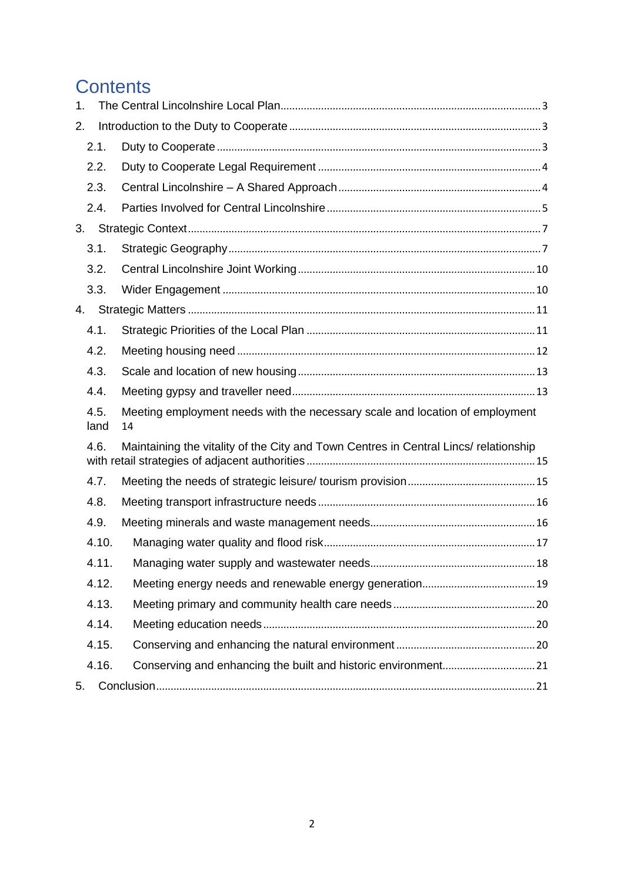# Contents

1. The Central Lincolnshire Local Plan ..... 3
2. Introduction to the Duty to Cooperate ..... 3
   - 2.1. Duty to Cooperate ..... 3
   - 2.2. Duty to Cooperate Legal Requirement ..... 4
   - 2.3. Central Lincolnshire – A Shared Approach ..... 4
   - 2.4. Parties Involved for Central Lincolnshire ..... 5
3. Strategic Context ..... 7
   - 3.1. Strategic Geography ..... 7
   - 3.2. Central Lincolnshire Joint Working ..... 10
   - 3.3. Wider Engagement ..... 10
4. Strategic Matters ..... 11
   - 4.1. Strategic Priorities of the Local Plan ..... 11
   - 4.2. Meeting housing need ..... 12
   - 4.3. Scale and location of new housing ..... 13
   - 4.4. Meeting gypsy and traveller need ..... 13
   - 4.5. Meeting employment needs with the necessary scale and location of employment land 14
   - 4.6. Maintaining the vitality of the City and Town Centres in Central Lincs/ relationship with retail strategies of adjacent authorities ..... 15
   - 4.7. Meeting the needs of strategic leisure/ tourism provision ..... 15
   - 4.8. Meeting transport infrastructure needs ..... 16
   - 4.9. Meeting minerals and waste management needs ..... 16
   - 4.10. Managing water quality and flood risk ..... 17
   - 4.11. Managing water supply and wastewater needs ..... 18
   - 4.12. Meeting energy needs and renewable energy generation ..... 19
   - 4.13. Meeting primary and community health care needs ..... 20
   - 4.14. Meeting education needs ..... 20
   - 4.15. Conserving and enhancing the natural environment ..... 20
   - 4.16. Conserving and enhancing the built and historic environment ..... 21
5. Conclusion ..... 21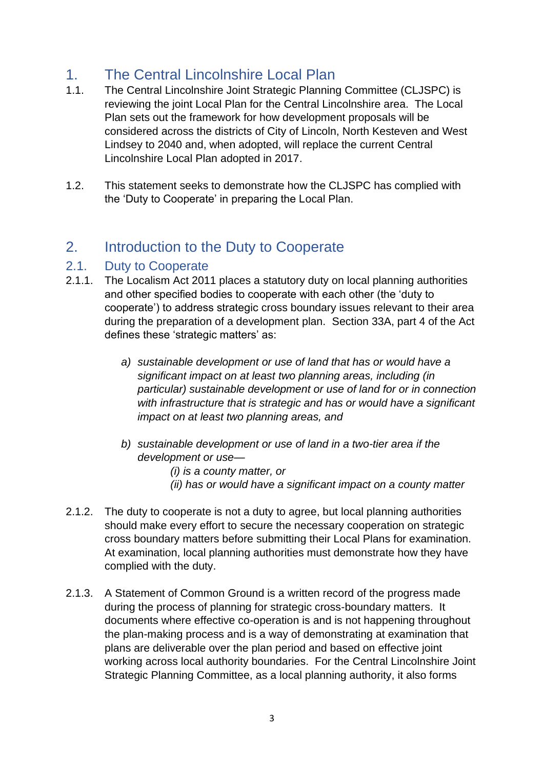# 1. The Central Lincolnshire Local Plan

1.1. The Central Lincolnshire Joint Strategic Planning Committee (CLJSPC) is reviewing the joint Local Plan for the Central Lincolnshire area. The Local Plan sets out the framework for how development proposals will be considered across the districts of City of Lincoln, North Kesteven and West Lindsey to 2040 and, when adopted, will replace the current Central Lincolnshire Local Plan adopted in 2017.

1.2. This statement seeks to demonstrate how the CLJSPC has complied with the 'Duty to Cooperate' in preparing the Local Plan.

# 2. Introduction to the Duty to Cooperate

## 2.1. Duty to Cooperate

2.1.1. The Localism Act 2011 places a statutory duty on local planning authorities and other specified bodies to cooperate with each other (the 'duty to cooperate') to address strategic cross boundary issues relevant to their area during the preparation of a development plan. Section 33A, part 4 of the Act defines these 'strategic matters' as:

> a) *sustainable development or use of land that has or would have a significant impact on at least two planning areas, including (in particular) sustainable development or use of land for or in connection with infrastructure that is strategic and has or would have a significant impact on at least two planning areas, and*
>
> b) *sustainable development or use of land in a two-tier area if the development or use—*
>
> *(i) is a county matter, or*
>
> *(ii) has or would have a significant impact on a county matter*

2.1.2. The duty to cooperate is not a duty to agree, but local planning authorities should make every effort to secure the necessary cooperation on strategic cross boundary matters before submitting their Local Plans for examination. At examination, local planning authorities must demonstrate how they have complied with the duty.

2.1.3. A Statement of Common Ground is a written record of the progress made during the process of planning for strategic cross-boundary matters. It documents where effective co-operation is and is not happening throughout the plan-making process and is a way of demonstrating at examination that plans are deliverable over the plan period and based on effective joint working across local authority boundaries. For the Central Lincolnshire Joint Strategic Planning Committee, as a local planning authority, it also forms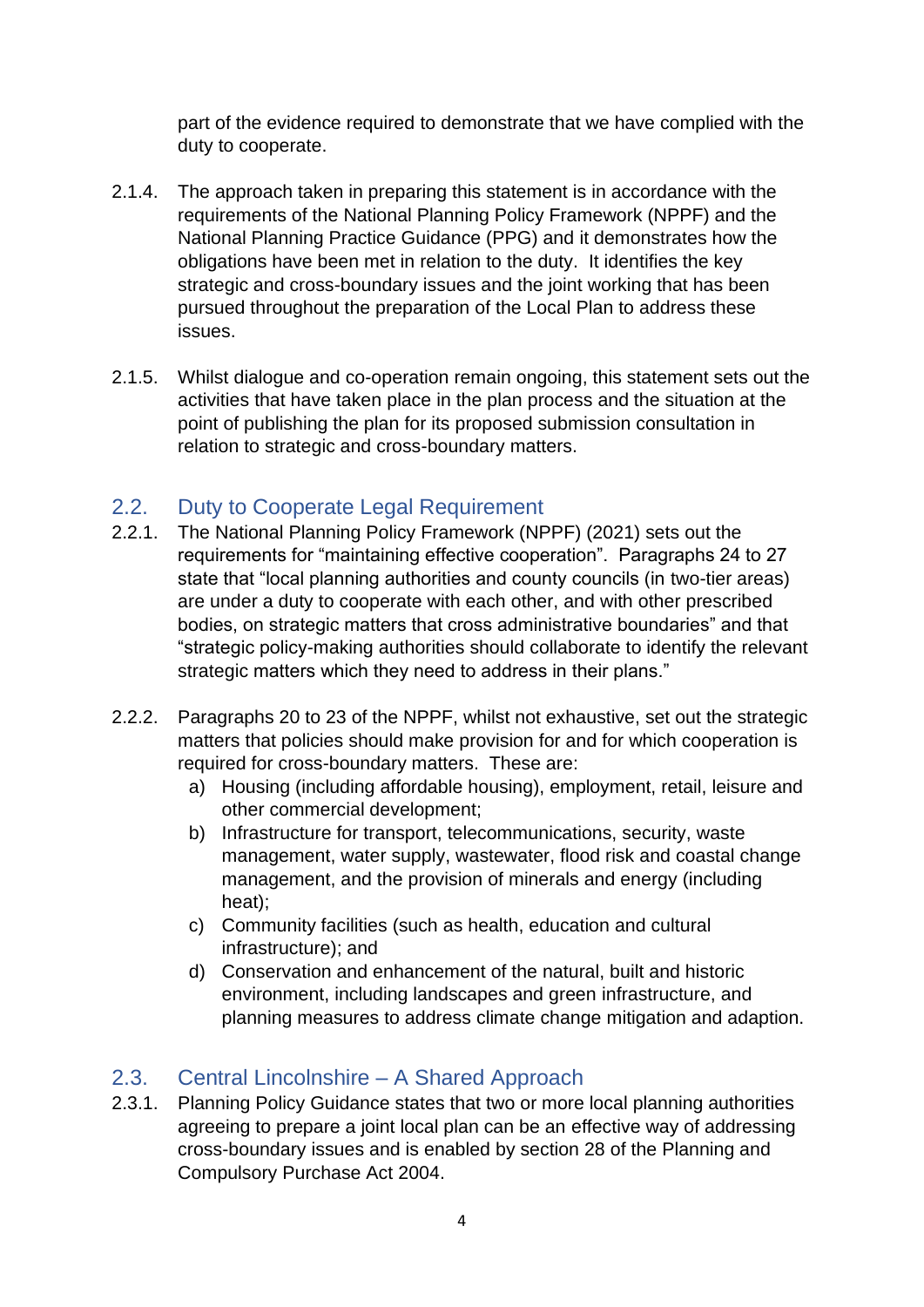part of the evidence required to demonstrate that we have complied with the duty to cooperate.

2.1.4. The approach taken in preparing this statement is in accordance with the requirements of the National Planning Policy Framework (NPPF) and the National Planning Practice Guidance (PPG) and it demonstrates how the obligations have been met in relation to the duty. It identifies the key strategic and cross-boundary issues and the joint working that has been pursued throughout the preparation of the Local Plan to address these issues.

2.1.5. Whilst dialogue and co-operation remain ongoing, this statement sets out the activities that have taken place in the plan process and the situation at the point of publishing the plan for its proposed submission consultation in relation to strategic and cross-boundary matters.

## 2.2. Duty to Cooperate Legal Requirement

2.2.1. The National Planning Policy Framework (NPPF) (2021) sets out the requirements for "maintaining effective cooperation". Paragraphs 24 to 27 state that "local planning authorities and county councils (in two-tier areas) are under a duty to cooperate with each other, and with other prescribed bodies, on strategic matters that cross administrative boundaries" and that "strategic policy-making authorities should collaborate to identify the relevant strategic matters which they need to address in their plans."

2.2.2. Paragraphs 20 to 23 of the NPPF, whilst not exhaustive, set out the strategic matters that policies should make provision for and for which cooperation is required for cross-boundary matters. These are:

a) Housing (including affordable housing), employment, retail, leisure and other commercial development;
b) Infrastructure for transport, telecommunications, security, waste management, water supply, wastewater, flood risk and coastal change management, and the provision of minerals and energy (including heat);
c) Community facilities (such as health, education and cultural infrastructure); and
d) Conservation and enhancement of the natural, built and historic environment, including landscapes and green infrastructure, and planning measures to address climate change mitigation and adaption.

## 2.3. Central Lincolnshire – A Shared Approach

2.3.1. Planning Policy Guidance states that two or more local planning authorities agreeing to prepare a joint local plan can be an effective way of addressing cross-boundary issues and is enabled by section 28 of the Planning and Compulsory Purchase Act 2004.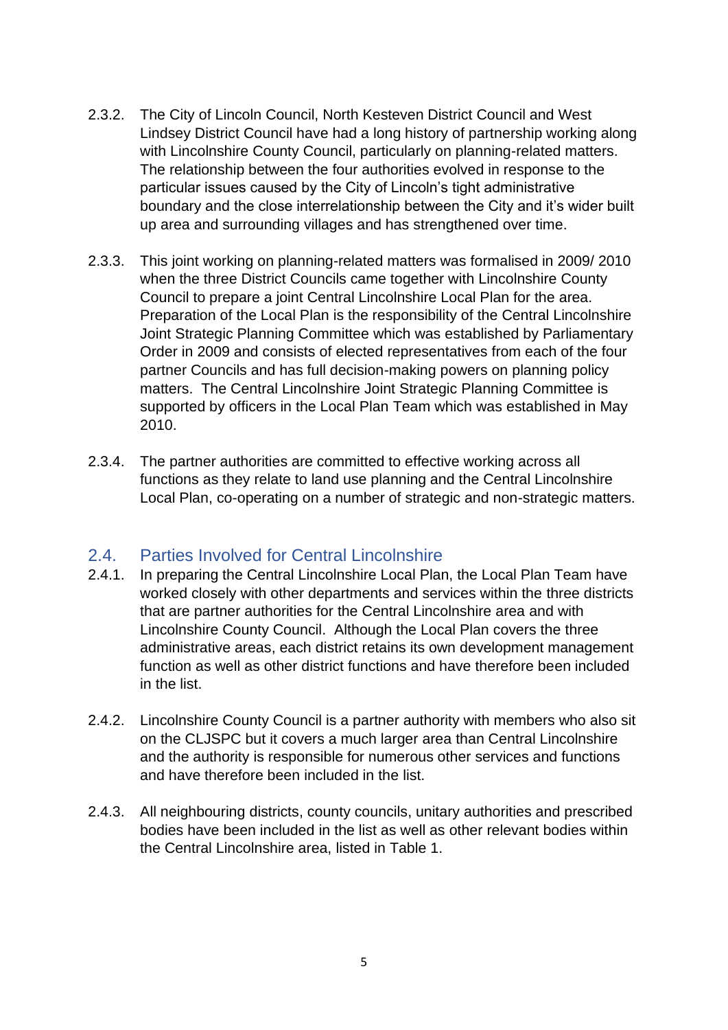2.3.2. The City of Lincoln Council, North Kesteven District Council and West Lindsey District Council have had a long history of partnership working along with Lincolnshire County Council, particularly on planning-related matters. The relationship between the four authorities evolved in response to the particular issues caused by the City of Lincoln's tight administrative boundary and the close interrelationship between the City and it's wider built up area and surrounding villages and has strengthened over time.

2.3.3. This joint working on planning-related matters was formalised in 2009/ 2010 when the three District Councils came together with Lincolnshire County Council to prepare a joint Central Lincolnshire Local Plan for the area. Preparation of the Local Plan is the responsibility of the Central Lincolnshire Joint Strategic Planning Committee which was established by Parliamentary Order in 2009 and consists of elected representatives from each of the four partner Councils and has full decision-making powers on planning policy matters. The Central Lincolnshire Joint Strategic Planning Committee is supported by officers in the Local Plan Team which was established in May 2010.

2.3.4. The partner authorities are committed to effective working across all functions as they relate to land use planning and the Central Lincolnshire Local Plan, co-operating on a number of strategic and non-strategic matters.

## 2.4. Parties Involved for Central Lincolnshire

2.4.1. In preparing the Central Lincolnshire Local Plan, the Local Plan Team have worked closely with other departments and services within the three districts that are partner authorities for the Central Lincolnshire area and with Lincolnshire County Council. Although the Local Plan covers the three administrative areas, each district retains its own development management function as well as other district functions and have therefore been included in the list.

2.4.2. Lincolnshire County Council is a partner authority with members who also sit on the CLJSPC but it covers a much larger area than Central Lincolnshire and the authority is responsible for numerous other services and functions and have therefore been included in the list.

2.4.3. All neighbouring districts, county councils, unitary authorities and prescribed bodies have been included in the list as well as other relevant bodies within the Central Lincolnshire area, listed in Table 1.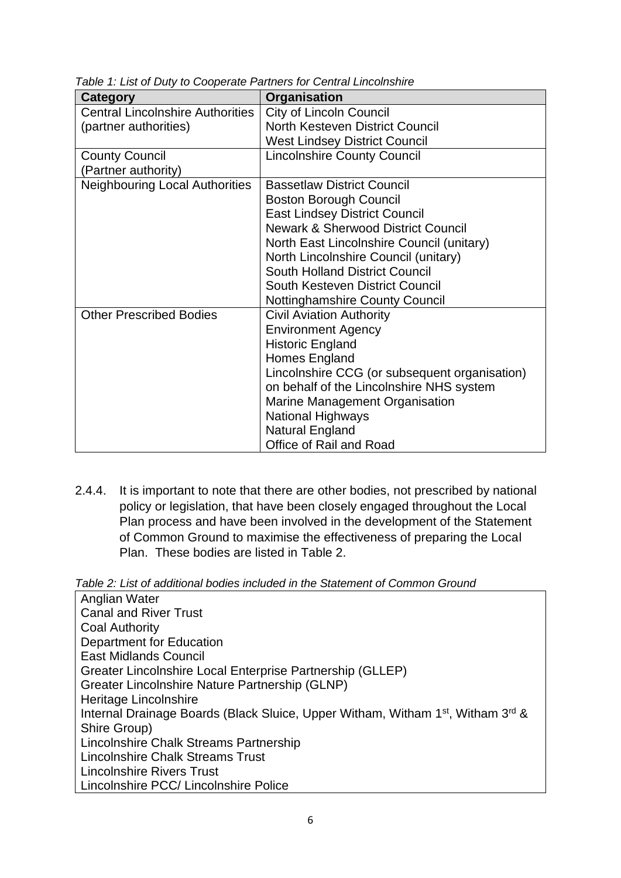*Table 1: List of Duty to Cooperate Partners for Central Lincolnshire*

| Category | Organisation |
|---|---|
| Central Lincolnshire Authorities (partner authorities) | City of Lincoln Council<br>North Kesteven District Council<br>West Lindsey District Council |
| County Council (Partner authority) | Lincolnshire County Council |
| Neighbouring Local Authorities | Bassetlaw District Council<br>Boston Borough Council<br>East Lindsey District Council<br>Newark & Sherwood District Council<br>North East Lincolnshire Council (unitary)<br>North Lincolnshire Council (unitary)<br>South Holland District Council<br>South Kesteven District Council<br>Nottinghamshire County Council |
| Other Prescribed Bodies | Civil Aviation Authority<br>Environment Agency<br>Historic England<br>Homes England<br>Lincolnshire CCG (or subsequent organisation) on behalf of the Lincolnshire NHS system<br>Marine Management Organisation<br>National Highways<br>Natural England<br>Office of Rail and Road |

2.4.4. It is important to note that there are other bodies, not prescribed by national policy or legislation, that have been closely engaged throughout the Local Plan process and have been involved in the development of the Statement of Common Ground to maximise the effectiveness of preparing the Local Plan. These bodies are listed in Table 2.

*Table 2: List of additional bodies included in the Statement of Common Ground*

| |
|---|
| Anglian Water |
| Canal and River Trust |
| Coal Authority |
| Department for Education |
| East Midlands Council |
| Greater Lincolnshire Local Enterprise Partnership (GLLEP) |
| Greater Lincolnshire Nature Partnership (GLNP) |
| Heritage Lincolnshire |
| Internal Drainage Boards (Black Sluice, Upper Witham, Witham 1st, Witham 3rd & Shire Group) |
| Lincolnshire Chalk Streams Partnership |
| Lincolnshire Chalk Streams Trust |
| Lincolnshire Rivers Trust |
| Lincolnshire PCC/ Lincolnshire Police |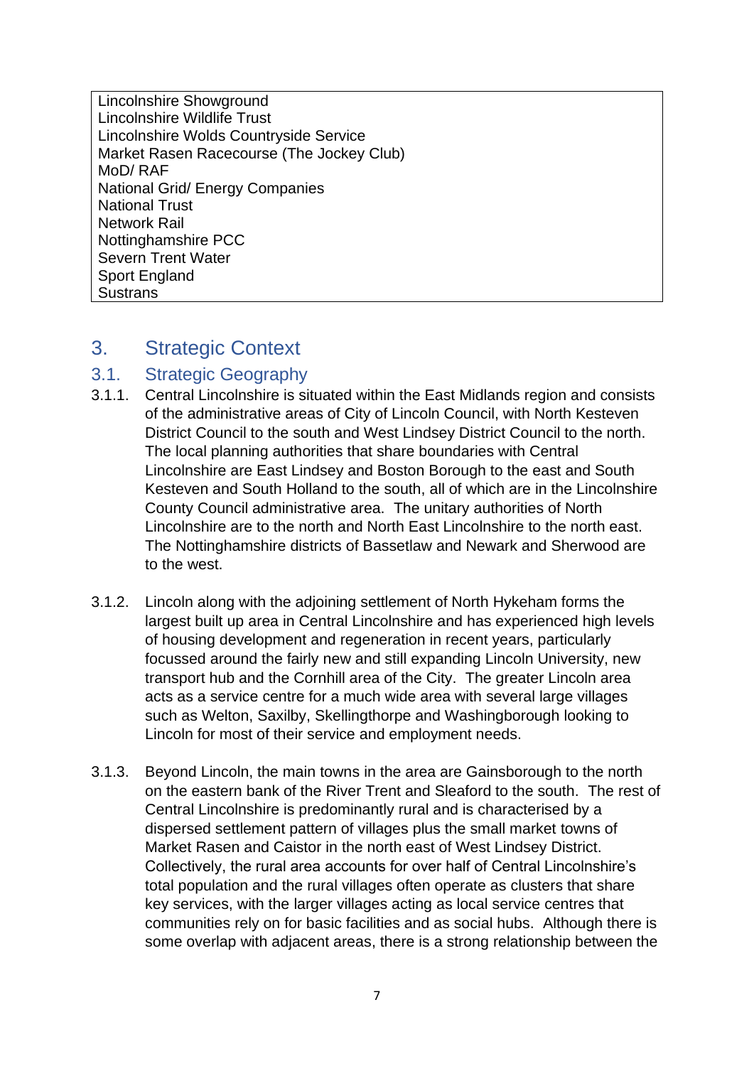| |
|---|
| Lincolnshire Showground<br>Lincolnshire Wildlife Trust<br>Lincolnshire Wolds Countryside Service<br>Market Rasen Racecourse (The Jockey Club)<br>MoD/ RAF<br>National Grid/ Energy Companies<br>National Trust<br>Network Rail<br>Nottinghamshire PCC<br>Severn Trent Water<br>Sport England<br>Sustrans |

# 3. Strategic Context

## 3.1. Strategic Geography

3.1.1. Central Lincolnshire is situated within the East Midlands region and consists of the administrative areas of City of Lincoln Council, with North Kesteven District Council to the south and West Lindsey District Council to the north. The local planning authorities that share boundaries with Central Lincolnshire are East Lindsey and Boston Borough to the east and South Kesteven and South Holland to the south, all of which are in the Lincolnshire County Council administrative area. The unitary authorities of North Lincolnshire are to the north and North East Lincolnshire to the north east. The Nottinghamshire districts of Bassetlaw and Newark and Sherwood are to the west.

3.1.2. Lincoln along with the adjoining settlement of North Hykeham forms the largest built up area in Central Lincolnshire and has experienced high levels of housing development and regeneration in recent years, particularly focussed around the fairly new and still expanding Lincoln University, new transport hub and the Cornhill area of the City. The greater Lincoln area acts as a service centre for a much wide area with several large villages such as Welton, Saxilby, Skellingthorpe and Washingborough looking to Lincoln for most of their service and employment needs.

3.1.3. Beyond Lincoln, the main towns in the area are Gainsborough to the north on the eastern bank of the River Trent and Sleaford to the south. The rest of Central Lincolnshire is predominantly rural and is characterised by a dispersed settlement pattern of villages plus the small market towns of Market Rasen and Caistor in the north east of West Lindsey District. Collectively, the rural area accounts for over half of Central Lincolnshire's total population and the rural villages often operate as clusters that share key services, with the larger villages acting as local service centres that communities rely on for basic facilities and as social hubs. Although there is some overlap with adjacent areas, there is a strong relationship between the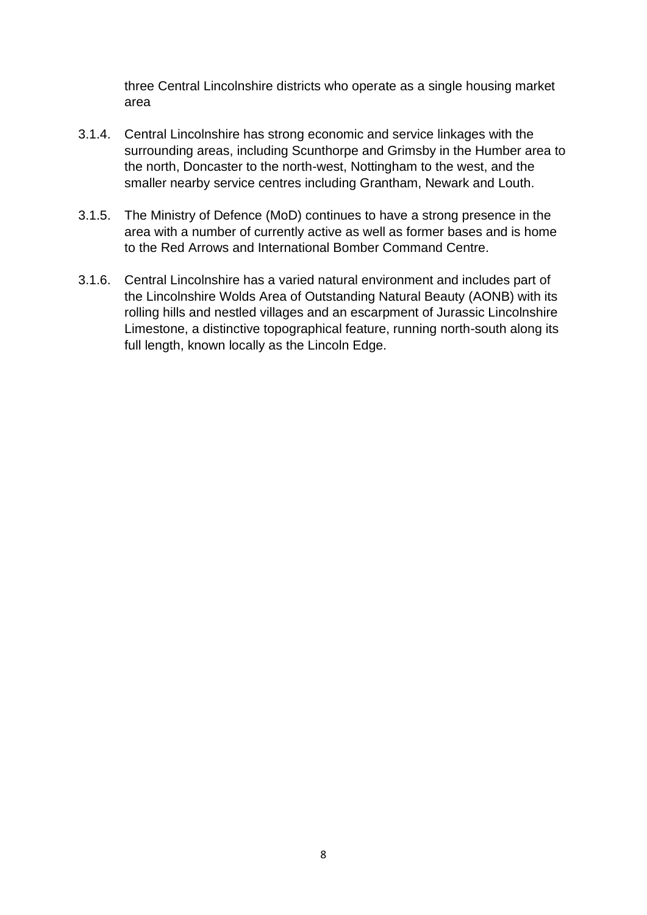three Central Lincolnshire districts who operate as a single housing market area

3.1.4. Central Lincolnshire has strong economic and service linkages with the surrounding areas, including Scunthorpe and Grimsby in the Humber area to the north, Doncaster to the north-west, Nottingham to the west, and the smaller nearby service centres including Grantham, Newark and Louth.

3.1.5. The Ministry of Defence (MoD) continues to have a strong presence in the area with a number of currently active as well as former bases and is home to the Red Arrows and International Bomber Command Centre.

3.1.6. Central Lincolnshire has a varied natural environment and includes part of the Lincolnshire Wolds Area of Outstanding Natural Beauty (AONB) with its rolling hills and nestled villages and an escarpment of Jurassic Lincolnshire Limestone, a distinctive topographical feature, running north-south along its full length, known locally as the Lincoln Edge.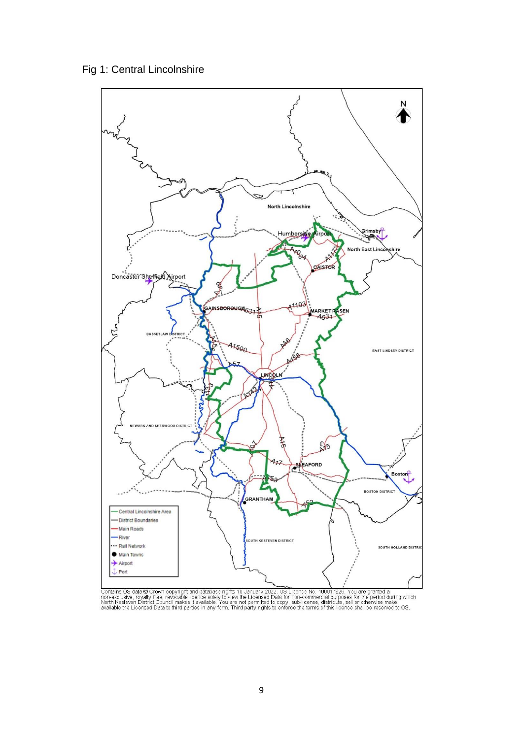Fig 1: Central Lincolnshire

Contains OS data © Crown copyright and database rights 10 January 2022. OS Licence No. 100017926. You are granted a non-exclusive, royalty free, revocable licence solely to view the Licensed Data for non-commercial purposes for the period during which North Kesteven District Council makes it available. You are not permitted to copy, sub-license, distribute, sell or otherwise make available the Licensed Data to third parties in any form. Third party rights to enforce the terms of this licence shall be reserved to OS.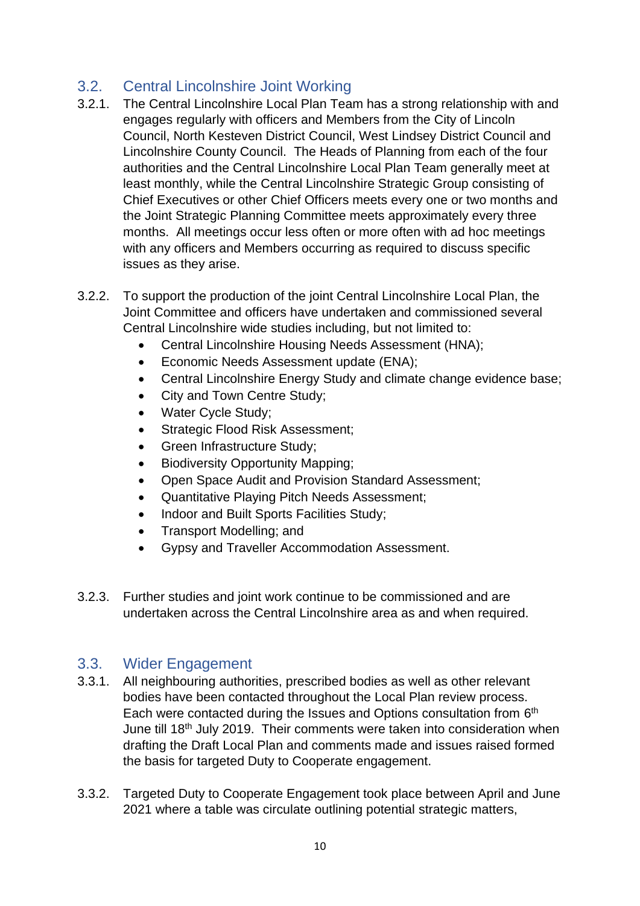## 3.2. Central Lincolnshire Joint Working

3.2.1. The Central Lincolnshire Local Plan Team has a strong relationship with and engages regularly with officers and Members from the City of Lincoln Council, North Kesteven District Council, West Lindsey District Council and Lincolnshire County Council. The Heads of Planning from each of the four authorities and the Central Lincolnshire Local Plan Team generally meet at least monthly, while the Central Lincolnshire Strategic Group consisting of Chief Executives or other Chief Officers meets every one or two months and the Joint Strategic Planning Committee meets approximately every three months. All meetings occur less often or more often with ad hoc meetings with any officers and Members occurring as required to discuss specific issues as they arise.

3.2.2. To support the production of the joint Central Lincolnshire Local Plan, the Joint Committee and officers have undertaken and commissioned several Central Lincolnshire wide studies including, but not limited to:

- Central Lincolnshire Housing Needs Assessment (HNA);
- Economic Needs Assessment update (ENA);
- Central Lincolnshire Energy Study and climate change evidence base;
- City and Town Centre Study;
- Water Cycle Study;
- Strategic Flood Risk Assessment;
- Green Infrastructure Study;
- Biodiversity Opportunity Mapping;
- Open Space Audit and Provision Standard Assessment;
- Quantitative Playing Pitch Needs Assessment;
- Indoor and Built Sports Facilities Study;
- Transport Modelling; and
- Gypsy and Traveller Accommodation Assessment.

3.2.3. Further studies and joint work continue to be commissioned and are undertaken across the Central Lincolnshire area as and when required.

## 3.3. Wider Engagement

3.3.1. All neighbouring authorities, prescribed bodies as well as other relevant bodies have been contacted throughout the Local Plan review process. Each were contacted during the Issues and Options consultation from 6th June till 18th July 2019. Their comments were taken into consideration when drafting the Draft Local Plan and comments made and issues raised formed the basis for targeted Duty to Cooperate engagement.

3.3.2. Targeted Duty to Cooperate Engagement took place between April and June 2021 where a table was circulate outlining potential strategic matters,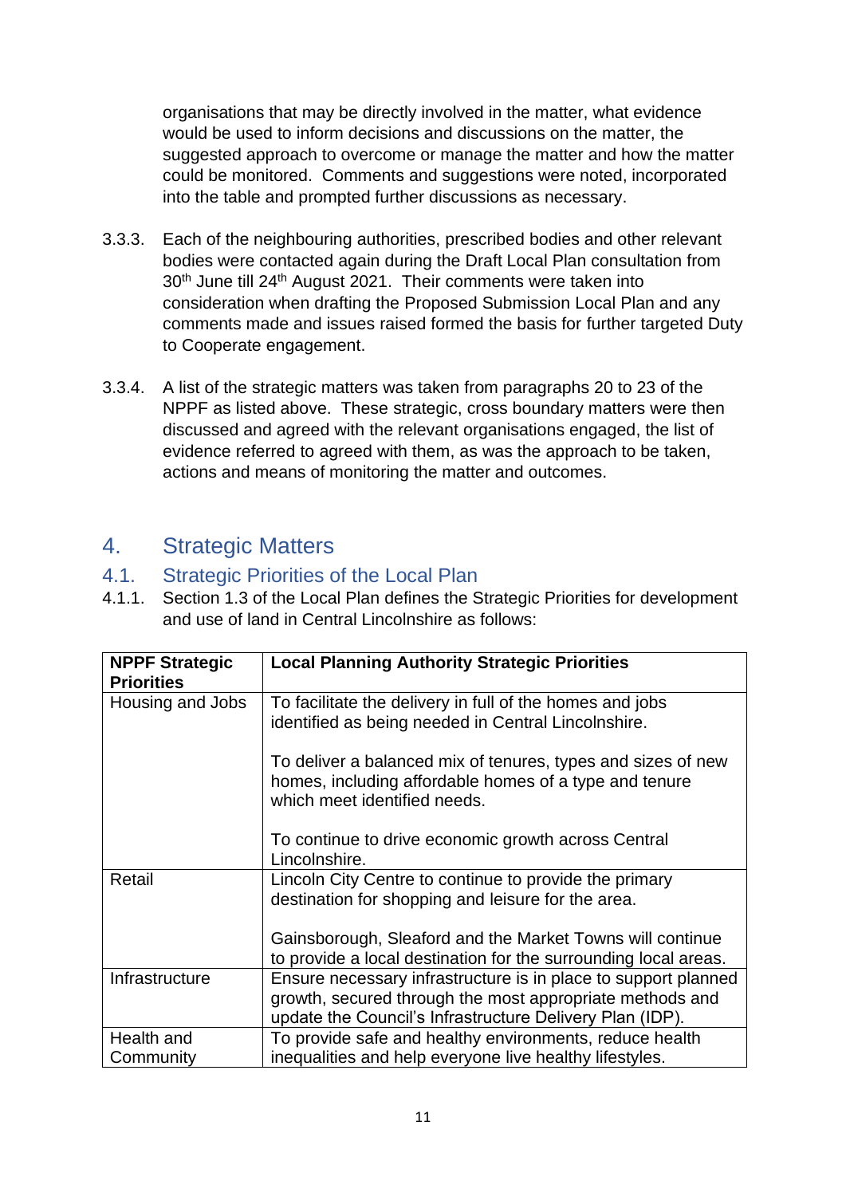organisations that may be directly involved in the matter, what evidence would be used to inform decisions and discussions on the matter, the suggested approach to overcome or manage the matter and how the matter could be monitored. Comments and suggestions were noted, incorporated into the table and prompted further discussions as necessary.

3.3.3. Each of the neighbouring authorities, prescribed bodies and other relevant bodies were contacted again during the Draft Local Plan consultation from 30th June till 24th August 2021. Their comments were taken into consideration when drafting the Proposed Submission Local Plan and any comments made and issues raised formed the basis for further targeted Duty to Cooperate engagement.

3.3.4. A list of the strategic matters was taken from paragraphs 20 to 23 of the NPPF as listed above. These strategic, cross boundary matters were then discussed and agreed with the relevant organisations engaged, the list of evidence referred to agreed with them, as was the approach to be taken, actions and means of monitoring the matter and outcomes.

# 4. Strategic Matters

## 4.1. Strategic Priorities of the Local Plan

4.1.1. Section 1.3 of the Local Plan defines the Strategic Priorities for development and use of land in Central Lincolnshire as follows:

| NPPF Strategic Priorities | Local Planning Authority Strategic Priorities |
|---|---|
| Housing and Jobs | To facilitate the delivery in full of the homes and jobs identified as being needed in Central Lincolnshire.<br><br>To deliver a balanced mix of tenures, types and sizes of new homes, including affordable homes of a type and tenure which meet identified needs.<br><br>To continue to drive economic growth across Central Lincolnshire. |
| Retail | Lincoln City Centre to continue to provide the primary destination for shopping and leisure for the area.<br><br>Gainsborough, Sleaford and the Market Towns will continue to provide a local destination for the surrounding local areas. |
| Infrastructure | Ensure necessary infrastructure is in place to support planned growth, secured through the most appropriate methods and update the Council's Infrastructure Delivery Plan (IDP). |
| Health and Community | To provide safe and healthy environments, reduce health inequalities and help everyone live healthy lifestyles. |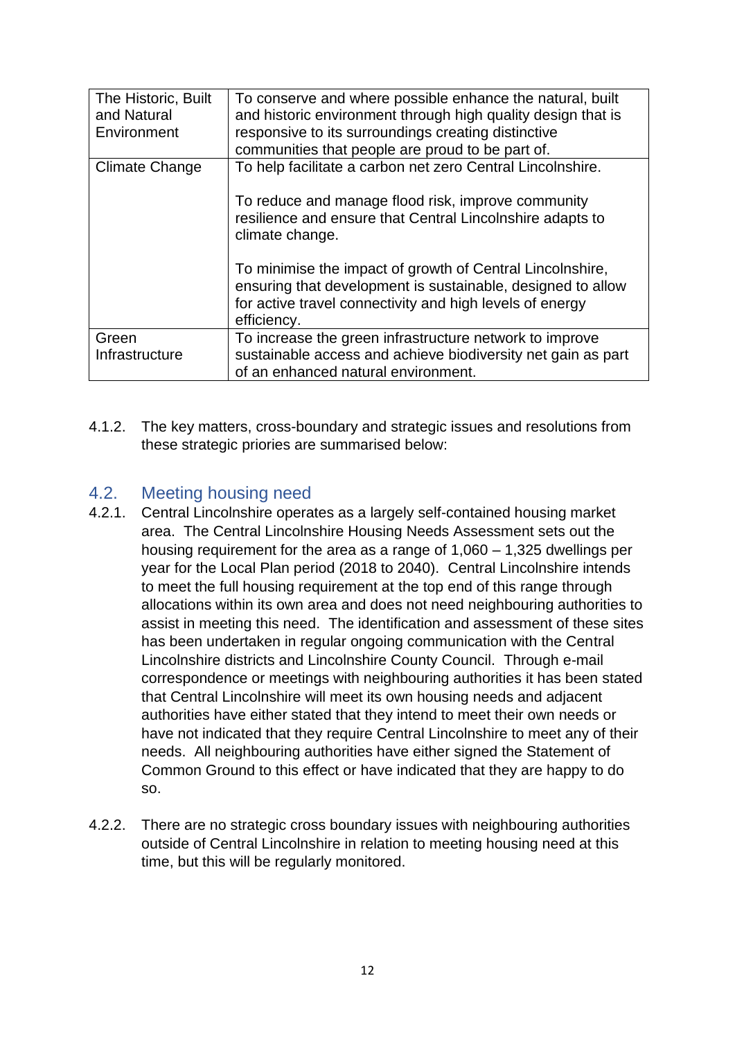| The Historic, Built and Natural Environment | To conserve and where possible enhance the natural, built and historic environment through high quality design that is responsive to its surroundings creating distinctive communities that people are proud to be part of. |
|---|---|
| Climate Change | To help facilitate a carbon net zero Central Lincolnshire.<br><br>To reduce and manage flood risk, improve community resilience and ensure that Central Lincolnshire adapts to climate change.<br><br>To minimise the impact of growth of Central Lincolnshire, ensuring that development is sustainable, designed to allow for active travel connectivity and high levels of energy efficiency. |
| Green Infrastructure | To increase the green infrastructure network to improve sustainable access and achieve biodiversity net gain as part of an enhanced natural environment. |

4.1.2. The key matters, cross-boundary and strategic issues and resolutions from these strategic priories are summarised below:

## 4.2. Meeting housing need

4.2.1. Central Lincolnshire operates as a largely self-contained housing market area. The Central Lincolnshire Housing Needs Assessment sets out the housing requirement for the area as a range of 1,060 – 1,325 dwellings per year for the Local Plan period (2018 to 2040). Central Lincolnshire intends to meet the full housing requirement at the top end of this range through allocations within its own area and does not need neighbouring authorities to assist in meeting this need. The identification and assessment of these sites has been undertaken in regular ongoing communication with the Central Lincolnshire districts and Lincolnshire County Council. Through e-mail correspondence or meetings with neighbouring authorities it has been stated that Central Lincolnshire will meet its own housing needs and adjacent authorities have either stated that they intend to meet their own needs or have not indicated that they require Central Lincolnshire to meet any of their needs. All neighbouring authorities have either signed the Statement of Common Ground to this effect or have indicated that they are happy to do so.

4.2.2. There are no strategic cross boundary issues with neighbouring authorities outside of Central Lincolnshire in relation to meeting housing need at this time, but this will be regularly monitored.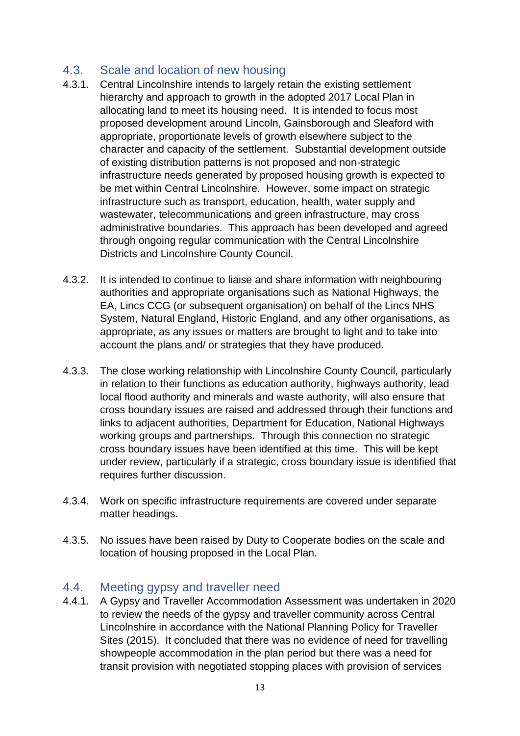## 4.3. Scale and location of new housing

4.3.1. Central Lincolnshire intends to largely retain the existing settlement hierarchy and approach to growth in the adopted 2017 Local Plan in allocating land to meet its housing need. It is intended to focus most proposed development around Lincoln, Gainsborough and Sleaford with appropriate, proportionate levels of growth elsewhere subject to the character and capacity of the settlement. Substantial development outside of existing distribution patterns is not proposed and non-strategic infrastructure needs generated by proposed housing growth is expected to be met within Central Lincolnshire. However, some impact on strategic infrastructure such as transport, education, health, water supply and wastewater, telecommunications and green infrastructure, may cross administrative boundaries. This approach has been developed and agreed through ongoing regular communication with the Central Lincolnshire Districts and Lincolnshire County Council.

4.3.2. It is intended to continue to liaise and share information with neighbouring authorities and appropriate organisations such as National Highways, the EA, Lincs CCG (or subsequent organisation) on behalf of the Lincs NHS System, Natural England, Historic England, and any other organisations, as appropriate, as any issues or matters are brought to light and to take into account the plans and/ or strategies that they have produced.

4.3.3. The close working relationship with Lincolnshire County Council, particularly in relation to their functions as education authority, highways authority, lead local flood authority and minerals and waste authority, will also ensure that cross boundary issues are raised and addressed through their functions and links to adjacent authorities, Department for Education, National Highways working groups and partnerships. Through this connection no strategic cross boundary issues have been identified at this time. This will be kept under review, particularly if a strategic, cross boundary issue is identified that requires further discussion.

4.3.4. Work on specific infrastructure requirements are covered under separate matter headings.

4.3.5. No issues have been raised by Duty to Cooperate bodies on the scale and location of housing proposed in the Local Plan.

## 4.4. Meeting gypsy and traveller need

4.4.1. A Gypsy and Traveller Accommodation Assessment was undertaken in 2020 to review the needs of the gypsy and traveller community across Central Lincolnshire in accordance with the National Planning Policy for Traveller Sites (2015). It concluded that there was no evidence of need for travelling showpeople accommodation in the plan period but there was a need for transit provision with negotiated stopping places with provision of services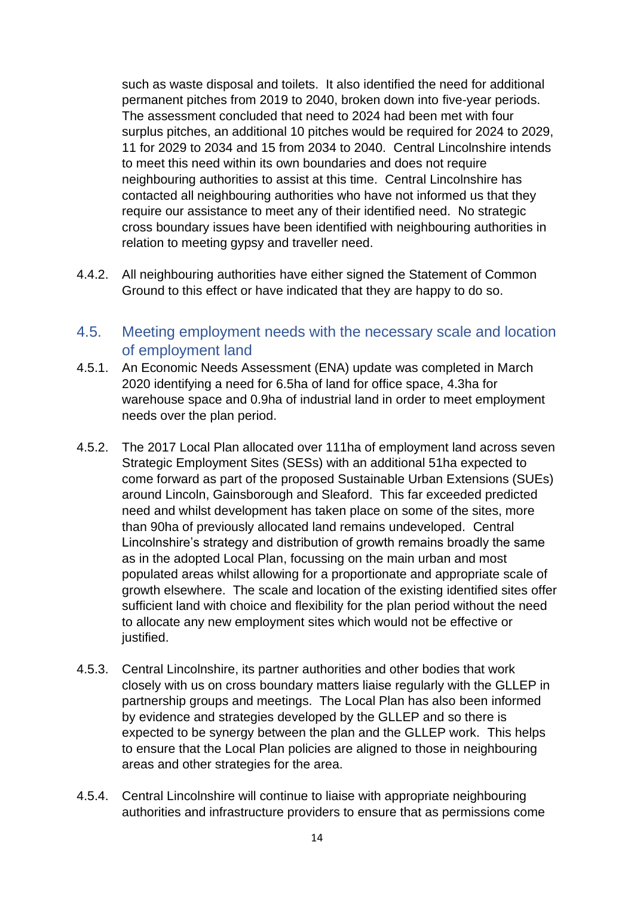such as waste disposal and toilets. It also identified the need for additional permanent pitches from 2019 to 2040, broken down into five-year periods. The assessment concluded that need to 2024 had been met with four surplus pitches, an additional 10 pitches would be required for 2024 to 2029, 11 for 2029 to 2034 and 15 from 2034 to 2040. Central Lincolnshire intends to meet this need within its own boundaries and does not require neighbouring authorities to assist at this time. Central Lincolnshire has contacted all neighbouring authorities who have not informed us that they require our assistance to meet any of their identified need. No strategic cross boundary issues have been identified with neighbouring authorities in relation to meeting gypsy and traveller need.

4.4.2. All neighbouring authorities have either signed the Statement of Common Ground to this effect or have indicated that they are happy to do so.

## 4.5. Meeting employment needs with the necessary scale and location of employment land

4.5.1. An Economic Needs Assessment (ENA) update was completed in March 2020 identifying a need for 6.5ha of land for office space, 4.3ha for warehouse space and 0.9ha of industrial land in order to meet employment needs over the plan period.

4.5.2. The 2017 Local Plan allocated over 111ha of employment land across seven Strategic Employment Sites (SESs) with an additional 51ha expected to come forward as part of the proposed Sustainable Urban Extensions (SUEs) around Lincoln, Gainsborough and Sleaford. This far exceeded predicted need and whilst development has taken place on some of the sites, more than 90ha of previously allocated land remains undeveloped. Central Lincolnshire's strategy and distribution of growth remains broadly the same as in the adopted Local Plan, focussing on the main urban and most populated areas whilst allowing for a proportionate and appropriate scale of growth elsewhere. The scale and location of the existing identified sites offer sufficient land with choice and flexibility for the plan period without the need to allocate any new employment sites which would not be effective or justified.

4.5.3. Central Lincolnshire, its partner authorities and other bodies that work closely with us on cross boundary matters liaise regularly with the GLLEP in partnership groups and meetings. The Local Plan has also been informed by evidence and strategies developed by the GLLEP and so there is expected to be synergy between the plan and the GLLEP work. This helps to ensure that the Local Plan policies are aligned to those in neighbouring areas and other strategies for the area.

4.5.4. Central Lincolnshire will continue to liaise with appropriate neighbouring authorities and infrastructure providers to ensure that as permissions come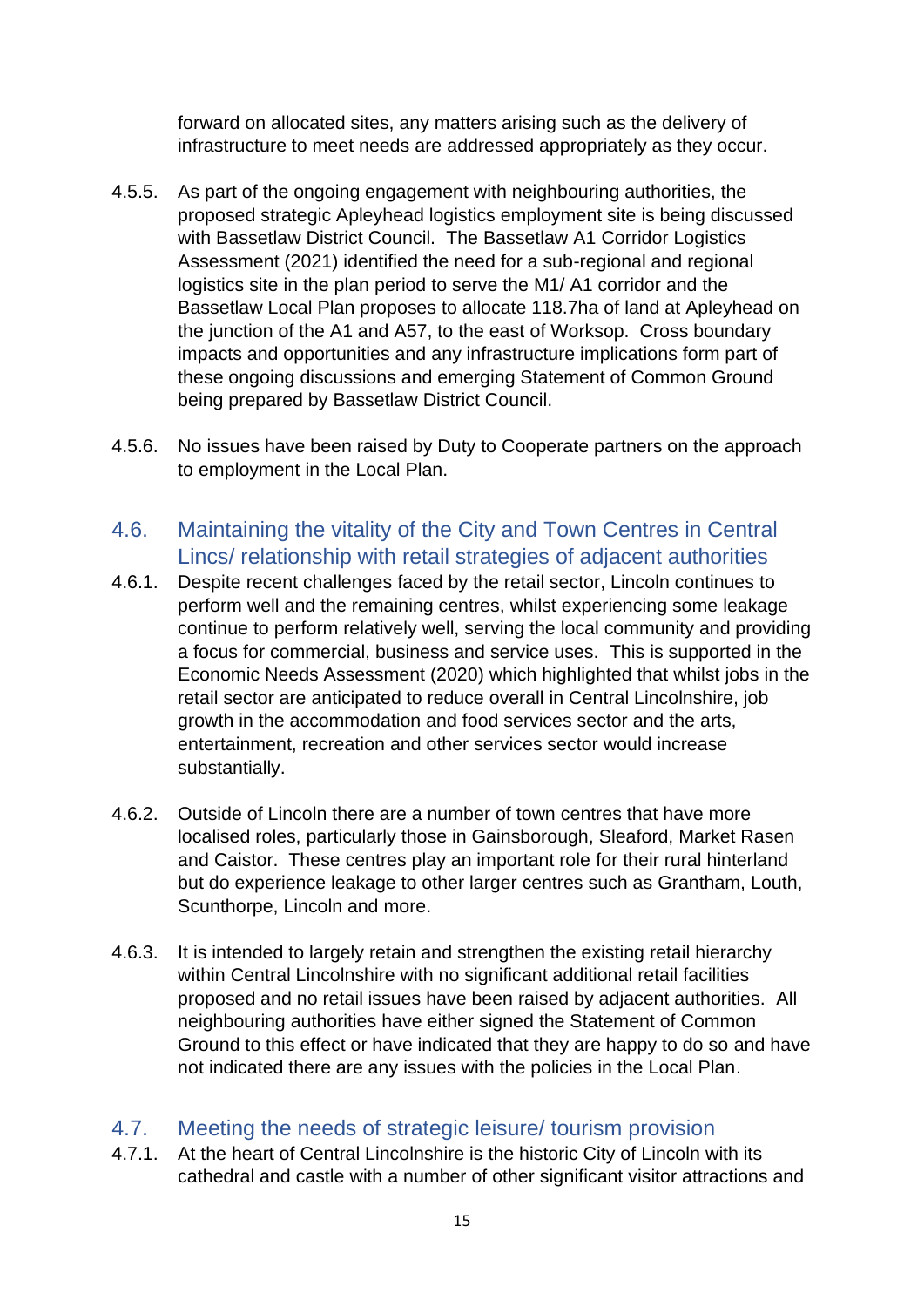forward on allocated sites, any matters arising such as the delivery of infrastructure to meet needs are addressed appropriately as they occur.

4.5.5. As part of the ongoing engagement with neighbouring authorities, the proposed strategic Apleyhead logistics employment site is being discussed with Bassetlaw District Council. The Bassetlaw A1 Corridor Logistics Assessment (2021) identified the need for a sub-regional and regional logistics site in the plan period to serve the M1/ A1 corridor and the Bassetlaw Local Plan proposes to allocate 118.7ha of land at Apleyhead on the junction of the A1 and A57, to the east of Worksop. Cross boundary impacts and opportunities and any infrastructure implications form part of these ongoing discussions and emerging Statement of Common Ground being prepared by Bassetlaw District Council.

4.5.6. No issues have been raised by Duty to Cooperate partners on the approach to employment in the Local Plan.

## 4.6. Maintaining the vitality of the City and Town Centres in Central Lincs/ relationship with retail strategies of adjacent authorities

4.6.1. Despite recent challenges faced by the retail sector, Lincoln continues to perform well and the remaining centres, whilst experiencing some leakage continue to perform relatively well, serving the local community and providing a focus for commercial, business and service uses. This is supported in the Economic Needs Assessment (2020) which highlighted that whilst jobs in the retail sector are anticipated to reduce overall in Central Lincolnshire, job growth in the accommodation and food services sector and the arts, entertainment, recreation and other services sector would increase substantially.

4.6.2. Outside of Lincoln there are a number of town centres that have more localised roles, particularly those in Gainsborough, Sleaford, Market Rasen and Caistor. These centres play an important role for their rural hinterland but do experience leakage to other larger centres such as Grantham, Louth, Scunthorpe, Lincoln and more.

4.6.3. It is intended to largely retain and strengthen the existing retail hierarchy within Central Lincolnshire with no significant additional retail facilities proposed and no retail issues have been raised by adjacent authorities. All neighbouring authorities have either signed the Statement of Common Ground to this effect or have indicated that they are happy to do so and have not indicated there are any issues with the policies in the Local Plan.

## 4.7. Meeting the needs of strategic leisure/ tourism provision

4.7.1. At the heart of Central Lincolnshire is the historic City of Lincoln with its cathedral and castle with a number of other significant visitor attractions and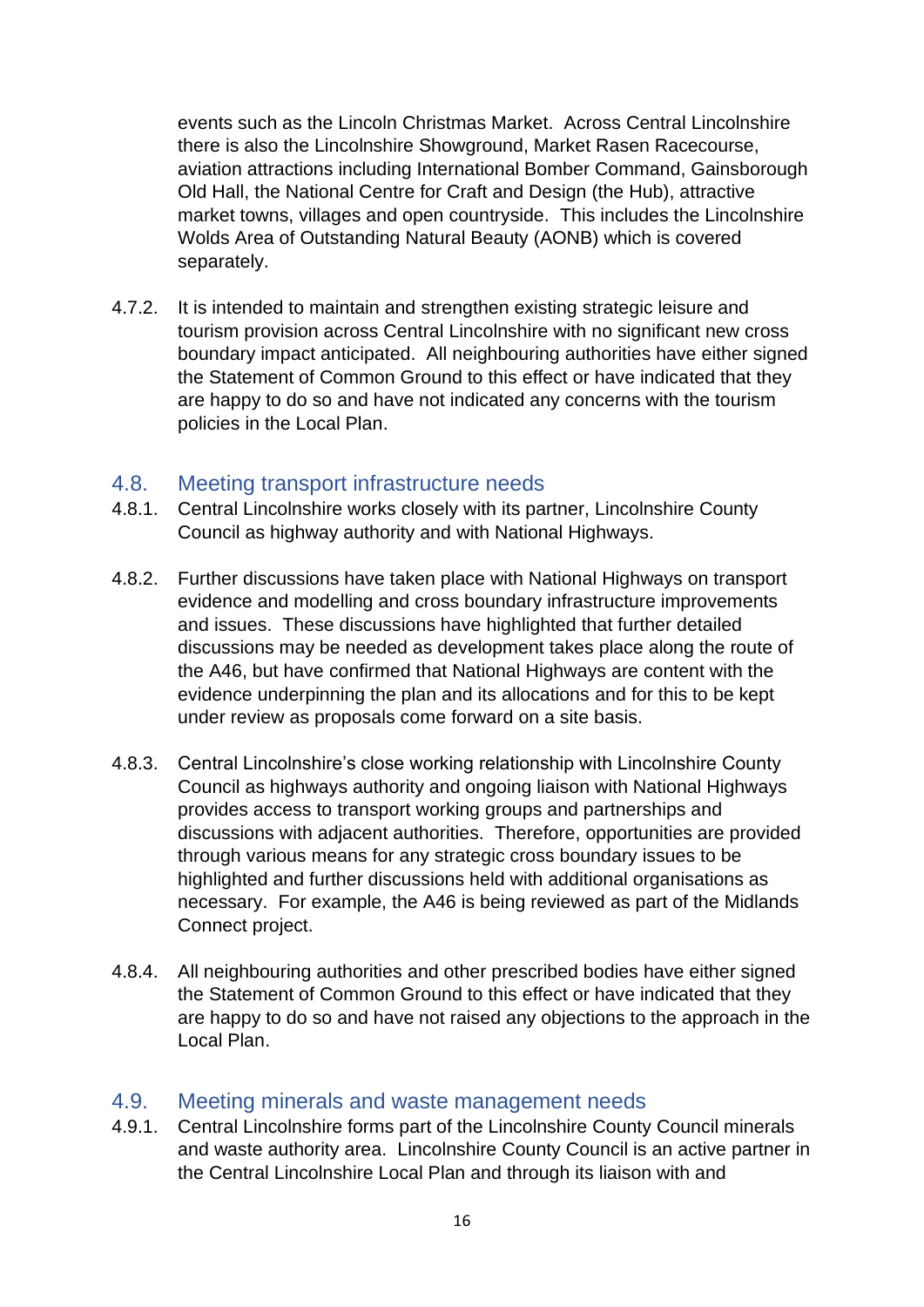events such as the Lincoln Christmas Market. Across Central Lincolnshire there is also the Lincolnshire Showground, Market Rasen Racecourse, aviation attractions including International Bomber Command, Gainsborough Old Hall, the National Centre for Craft and Design (the Hub), attractive market towns, villages and open countryside. This includes the Lincolnshire Wolds Area of Outstanding Natural Beauty (AONB) which is covered separately.

4.7.2. It is intended to maintain and strengthen existing strategic leisure and tourism provision across Central Lincolnshire with no significant new cross boundary impact anticipated. All neighbouring authorities have either signed the Statement of Common Ground to this effect or have indicated that they are happy to do so and have not indicated any concerns with the tourism policies in the Local Plan.

## 4.8. Meeting transport infrastructure needs

4.8.1. Central Lincolnshire works closely with its partner, Lincolnshire County Council as highway authority and with National Highways.

4.8.2. Further discussions have taken place with National Highways on transport evidence and modelling and cross boundary infrastructure improvements and issues. These discussions have highlighted that further detailed discussions may be needed as development takes place along the route of the A46, but have confirmed that National Highways are content with the evidence underpinning the plan and its allocations and for this to be kept under review as proposals come forward on a site basis.

4.8.3. Central Lincolnshire's close working relationship with Lincolnshire County Council as highways authority and ongoing liaison with National Highways provides access to transport working groups and partnerships and discussions with adjacent authorities. Therefore, opportunities are provided through various means for any strategic cross boundary issues to be highlighted and further discussions held with additional organisations as necessary. For example, the A46 is being reviewed as part of the Midlands Connect project.

4.8.4. All neighbouring authorities and other prescribed bodies have either signed the Statement of Common Ground to this effect or have indicated that they are happy to do so and have not raised any objections to the approach in the Local Plan.

## 4.9. Meeting minerals and waste management needs

4.9.1. Central Lincolnshire forms part of the Lincolnshire County Council minerals and waste authority area. Lincolnshire County Council is an active partner in the Central Lincolnshire Local Plan and through its liaison with and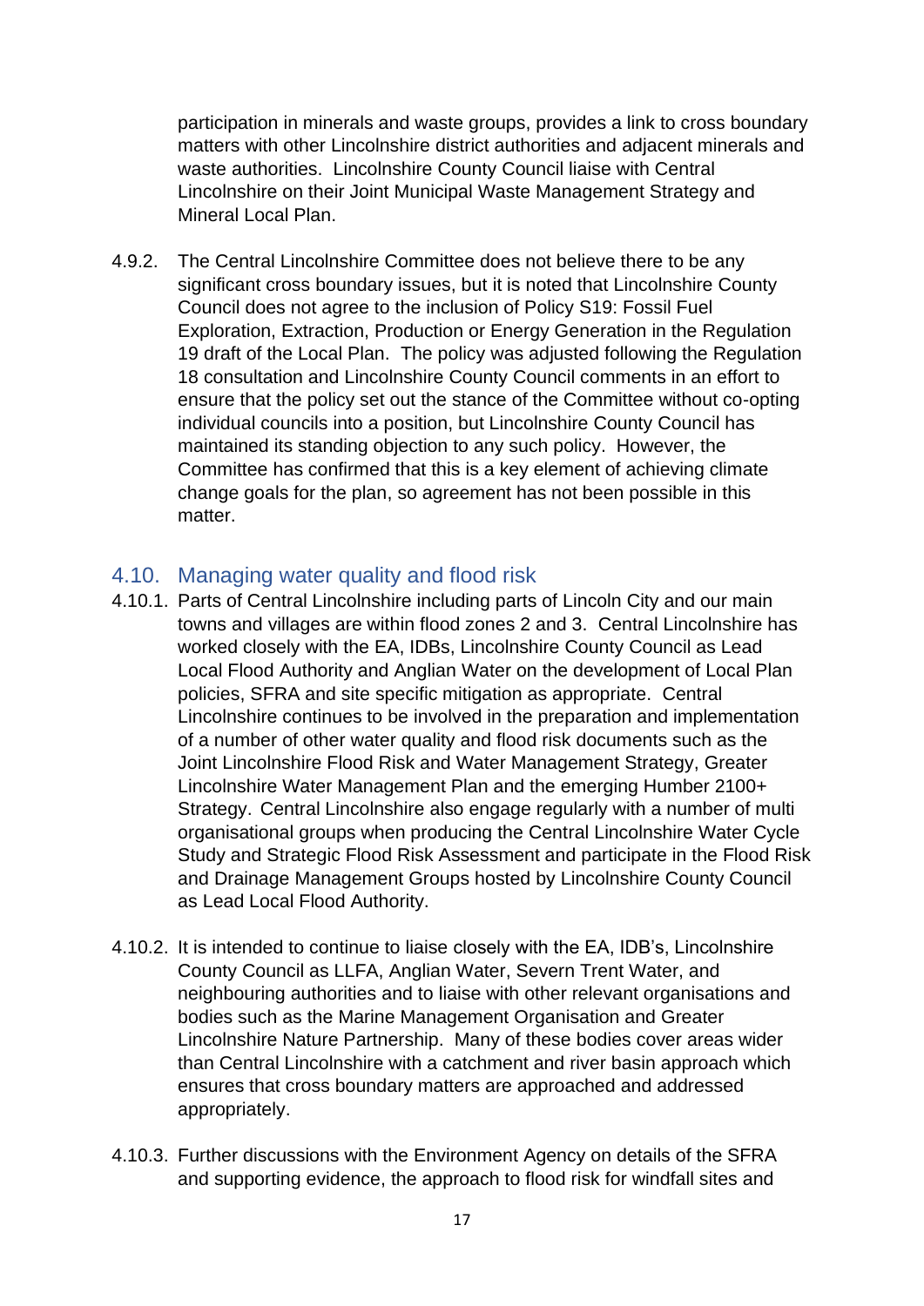participation in minerals and waste groups, provides a link to cross boundary matters with other Lincolnshire district authorities and adjacent minerals and waste authorities. Lincolnshire County Council liaise with Central Lincolnshire on their Joint Municipal Waste Management Strategy and Mineral Local Plan.

4.9.2. The Central Lincolnshire Committee does not believe there to be any significant cross boundary issues, but it is noted that Lincolnshire County Council does not agree to the inclusion of Policy S19: Fossil Fuel Exploration, Extraction, Production or Energy Generation in the Regulation 19 draft of the Local Plan. The policy was adjusted following the Regulation 18 consultation and Lincolnshire County Council comments in an effort to ensure that the policy set out the stance of the Committee without co-opting individual councils into a position, but Lincolnshire County Council has maintained its standing objection to any such policy. However, the Committee has confirmed that this is a key element of achieving climate change goals for the plan, so agreement has not been possible in this matter.

## 4.10. Managing water quality and flood risk

4.10.1. Parts of Central Lincolnshire including parts of Lincoln City and our main towns and villages are within flood zones 2 and 3. Central Lincolnshire has worked closely with the EA, IDBs, Lincolnshire County Council as Lead Local Flood Authority and Anglian Water on the development of Local Plan policies, SFRA and site specific mitigation as appropriate. Central Lincolnshire continues to be involved in the preparation and implementation of a number of other water quality and flood risk documents such as the Joint Lincolnshire Flood Risk and Water Management Strategy, Greater Lincolnshire Water Management Plan and the emerging Humber 2100+ Strategy. Central Lincolnshire also engage regularly with a number of multi organisational groups when producing the Central Lincolnshire Water Cycle Study and Strategic Flood Risk Assessment and participate in the Flood Risk and Drainage Management Groups hosted by Lincolnshire County Council as Lead Local Flood Authority.

4.10.2. It is intended to continue to liaise closely with the EA, IDB's, Lincolnshire County Council as LLFA, Anglian Water, Severn Trent Water, and neighbouring authorities and to liaise with other relevant organisations and bodies such as the Marine Management Organisation and Greater Lincolnshire Nature Partnership. Many of these bodies cover areas wider than Central Lincolnshire with a catchment and river basin approach which ensures that cross boundary matters are approached and addressed appropriately.

4.10.3. Further discussions with the Environment Agency on details of the SFRA and supporting evidence, the approach to flood risk for windfall sites and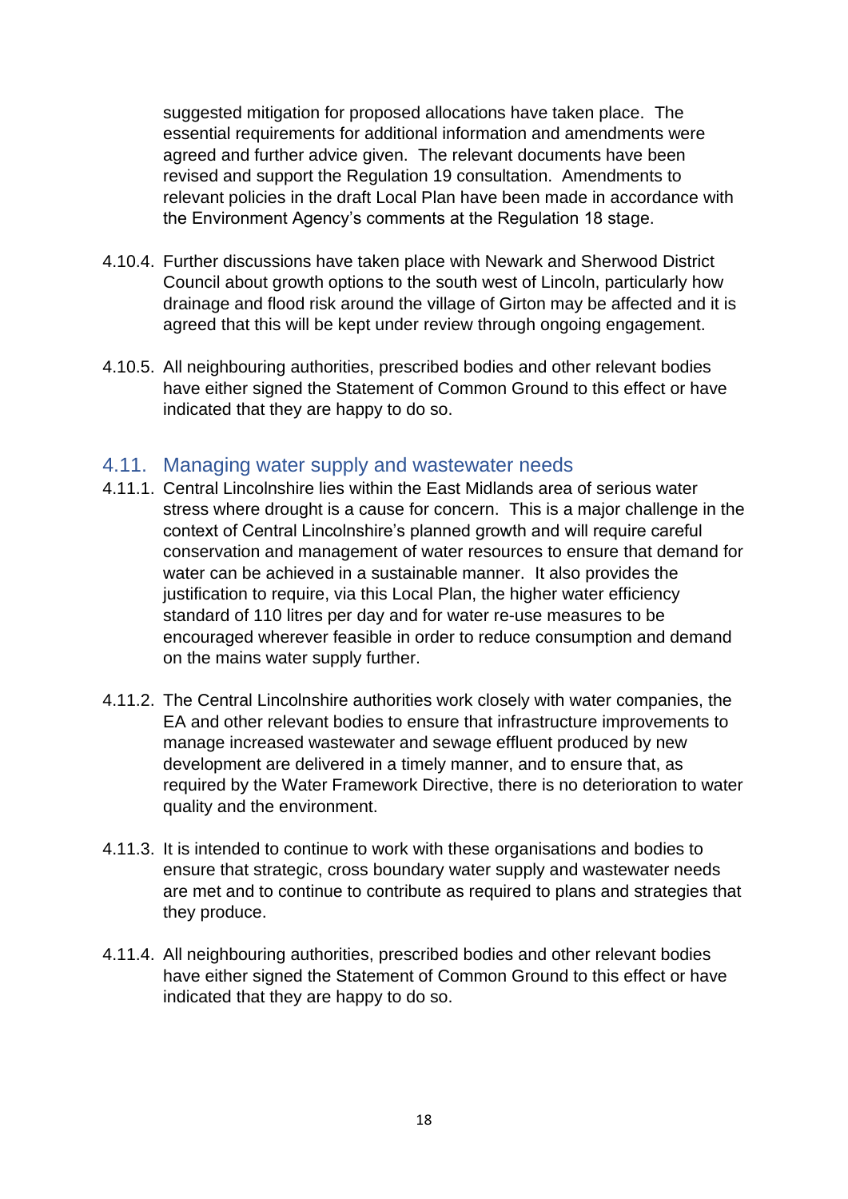suggested mitigation for proposed allocations have taken place. The essential requirements for additional information and amendments were agreed and further advice given. The relevant documents have been revised and support the Regulation 19 consultation. Amendments to relevant policies in the draft Local Plan have been made in accordance with the Environment Agency's comments at the Regulation 18 stage.

4.10.4. Further discussions have taken place with Newark and Sherwood District Council about growth options to the south west of Lincoln, particularly how drainage and flood risk around the village of Girton may be affected and it is agreed that this will be kept under review through ongoing engagement.

4.10.5. All neighbouring authorities, prescribed bodies and other relevant bodies have either signed the Statement of Common Ground to this effect or have indicated that they are happy to do so.

## 4.11. Managing water supply and wastewater needs

4.11.1. Central Lincolnshire lies within the East Midlands area of serious water stress where drought is a cause for concern. This is a major challenge in the context of Central Lincolnshire's planned growth and will require careful conservation and management of water resources to ensure that demand for water can be achieved in a sustainable manner. It also provides the justification to require, via this Local Plan, the higher water efficiency standard of 110 litres per day and for water re-use measures to be encouraged wherever feasible in order to reduce consumption and demand on the mains water supply further.

4.11.2. The Central Lincolnshire authorities work closely with water companies, the EA and other relevant bodies to ensure that infrastructure improvements to manage increased wastewater and sewage effluent produced by new development are delivered in a timely manner, and to ensure that, as required by the Water Framework Directive, there is no deterioration to water quality and the environment.

4.11.3. It is intended to continue to work with these organisations and bodies to ensure that strategic, cross boundary water supply and wastewater needs are met and to continue to contribute as required to plans and strategies that they produce.

4.11.4. All neighbouring authorities, prescribed bodies and other relevant bodies have either signed the Statement of Common Ground to this effect or have indicated that they are happy to do so.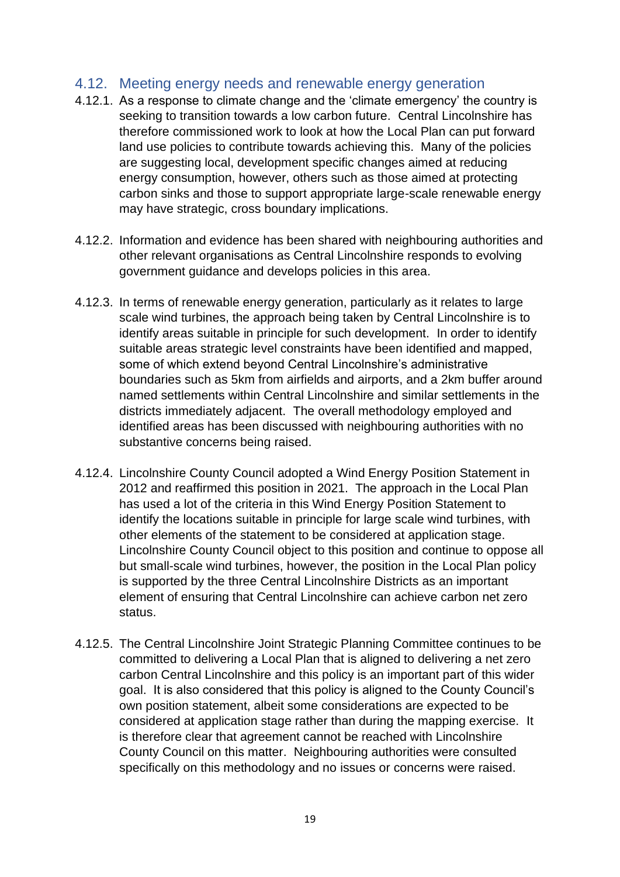## 4.12. Meeting energy needs and renewable energy generation

4.12.1. As a response to climate change and the 'climate emergency' the country is seeking to transition towards a low carbon future. Central Lincolnshire has therefore commissioned work to look at how the Local Plan can put forward land use policies to contribute towards achieving this. Many of the policies are suggesting local, development specific changes aimed at reducing energy consumption, however, others such as those aimed at protecting carbon sinks and those to support appropriate large-scale renewable energy may have strategic, cross boundary implications.

4.12.2. Information and evidence has been shared with neighbouring authorities and other relevant organisations as Central Lincolnshire responds to evolving government guidance and develops policies in this area.

4.12.3. In terms of renewable energy generation, particularly as it relates to large scale wind turbines, the approach being taken by Central Lincolnshire is to identify areas suitable in principle for such development. In order to identify suitable areas strategic level constraints have been identified and mapped, some of which extend beyond Central Lincolnshire's administrative boundaries such as 5km from airfields and airports, and a 2km buffer around named settlements within Central Lincolnshire and similar settlements in the districts immediately adjacent. The overall methodology employed and identified areas has been discussed with neighbouring authorities with no substantive concerns being raised.

4.12.4. Lincolnshire County Council adopted a Wind Energy Position Statement in 2012 and reaffirmed this position in 2021. The approach in the Local Plan has used a lot of the criteria in this Wind Energy Position Statement to identify the locations suitable in principle for large scale wind turbines, with other elements of the statement to be considered at application stage. Lincolnshire County Council object to this position and continue to oppose all but small-scale wind turbines, however, the position in the Local Plan policy is supported by the three Central Lincolnshire Districts as an important element of ensuring that Central Lincolnshire can achieve carbon net zero status.

4.12.5. The Central Lincolnshire Joint Strategic Planning Committee continues to be committed to delivering a Local Plan that is aligned to delivering a net zero carbon Central Lincolnshire and this policy is an important part of this wider goal. It is also considered that this policy is aligned to the County Council's own position statement, albeit some considerations are expected to be considered at application stage rather than during the mapping exercise. It is therefore clear that agreement cannot be reached with Lincolnshire County Council on this matter. Neighbouring authorities were consulted specifically on this methodology and no issues or concerns were raised.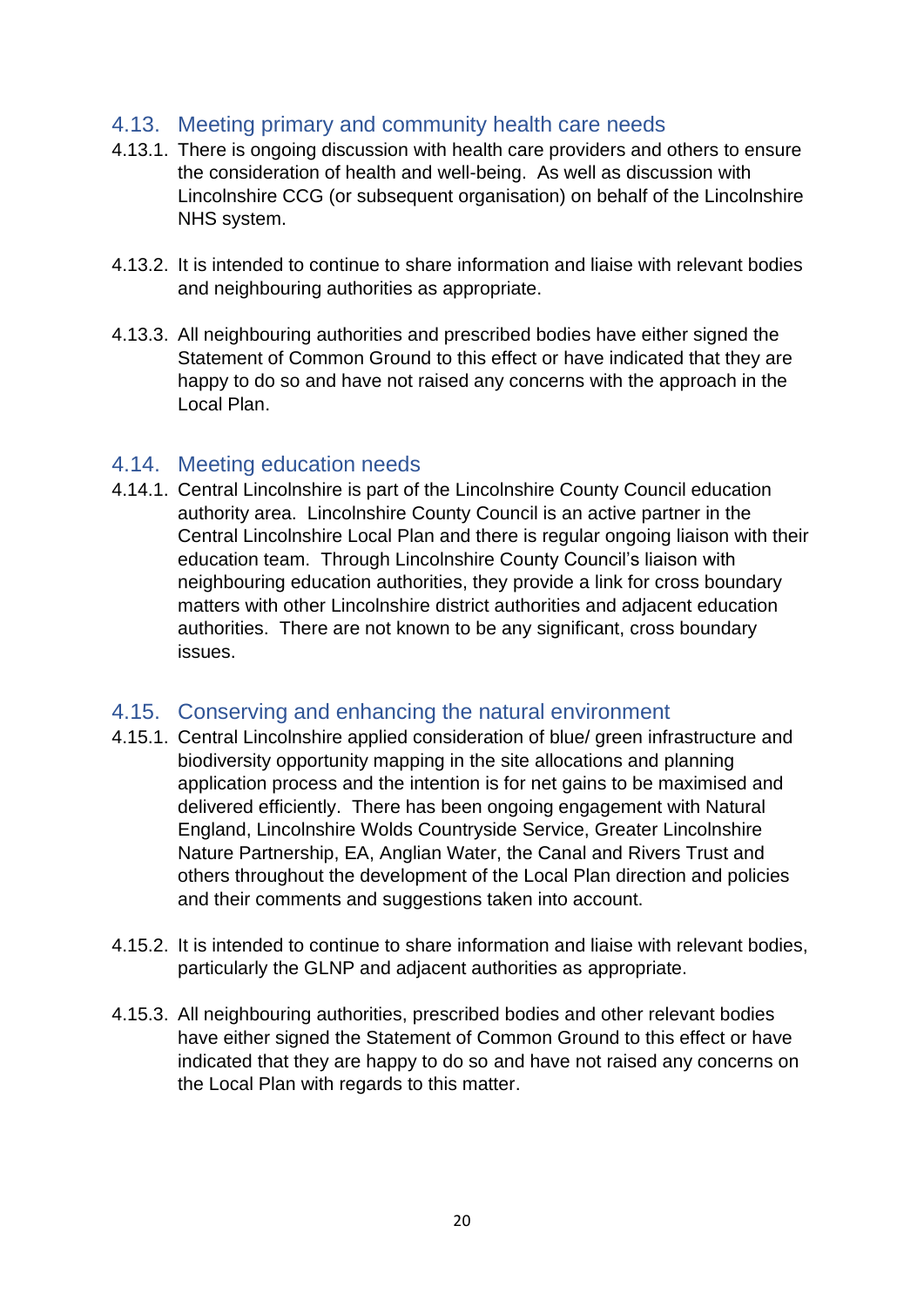## 4.13. Meeting primary and community health care needs

4.13.1. There is ongoing discussion with health care providers and others to ensure the consideration of health and well-being. As well as discussion with Lincolnshire CCG (or subsequent organisation) on behalf of the Lincolnshire NHS system.

4.13.2. It is intended to continue to share information and liaise with relevant bodies and neighbouring authorities as appropriate.

4.13.3. All neighbouring authorities and prescribed bodies have either signed the Statement of Common Ground to this effect or have indicated that they are happy to do so and have not raised any concerns with the approach in the Local Plan.

## 4.14. Meeting education needs

4.14.1. Central Lincolnshire is part of the Lincolnshire County Council education authority area. Lincolnshire County Council is an active partner in the Central Lincolnshire Local Plan and there is regular ongoing liaison with their education team. Through Lincolnshire County Council's liaison with neighbouring education authorities, they provide a link for cross boundary matters with other Lincolnshire district authorities and adjacent education authorities. There are not known to be any significant, cross boundary issues.

## 4.15. Conserving and enhancing the natural environment

4.15.1. Central Lincolnshire applied consideration of blue/ green infrastructure and biodiversity opportunity mapping in the site allocations and planning application process and the intention is for net gains to be maximised and delivered efficiently. There has been ongoing engagement with Natural England, Lincolnshire Wolds Countryside Service, Greater Lincolnshire Nature Partnership, EA, Anglian Water, the Canal and Rivers Trust and others throughout the development of the Local Plan direction and policies and their comments and suggestions taken into account.

4.15.2. It is intended to continue to share information and liaise with relevant bodies, particularly the GLNP and adjacent authorities as appropriate.

4.15.3. All neighbouring authorities, prescribed bodies and other relevant bodies have either signed the Statement of Common Ground to this effect or have indicated that they are happy to do so and have not raised any concerns on the Local Plan with regards to this matter.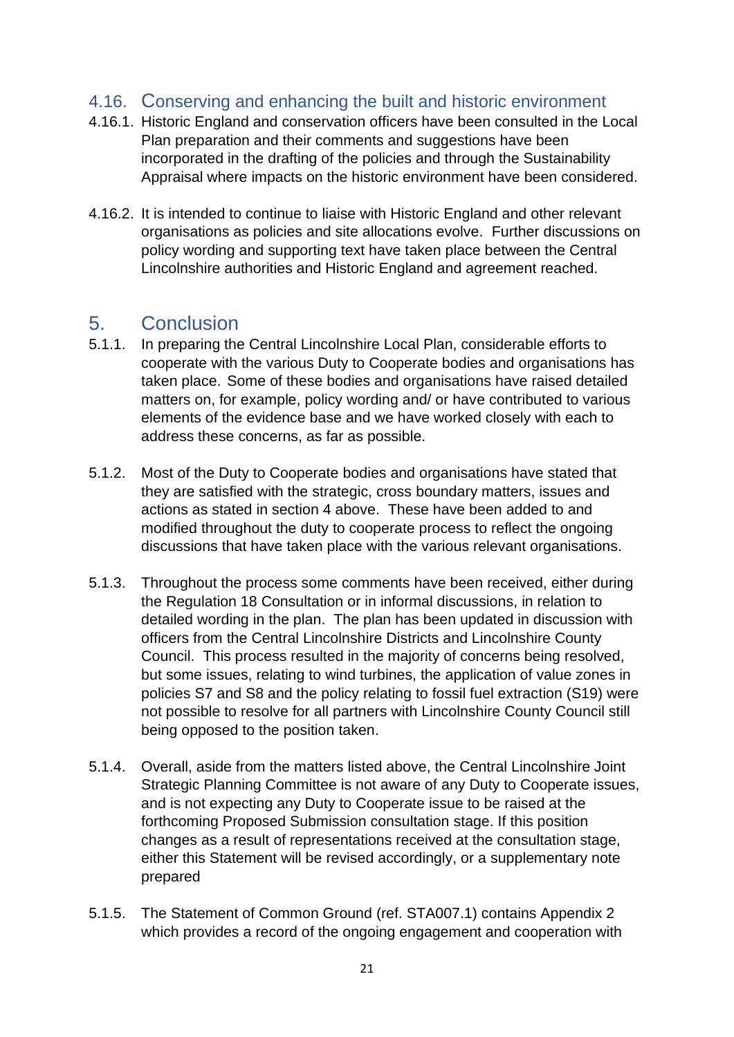### 4.16. Conserving and enhancing the built and historic environment

4.16.1. Historic England and conservation officers have been consulted in the Local Plan preparation and their comments and suggestions have been incorporated in the drafting of the policies and through the Sustainability Appraisal where impacts on the historic environment have been considered.

4.16.2. It is intended to continue to liaise with Historic England and other relevant organisations as policies and site allocations evolve. Further discussions on policy wording and supporting text have taken place between the Central Lincolnshire authorities and Historic England and agreement reached.

## 5. Conclusion

5.1.1. In preparing the Central Lincolnshire Local Plan, considerable efforts to cooperate with the various Duty to Cooperate bodies and organisations has taken place. Some of these bodies and organisations have raised detailed matters on, for example, policy wording and/ or have contributed to various elements of the evidence base and we have worked closely with each to address these concerns, as far as possible.

5.1.2. Most of the Duty to Cooperate bodies and organisations have stated that they are satisfied with the strategic, cross boundary matters, issues and actions as stated in section 4 above. These have been added to and modified throughout the duty to cooperate process to reflect the ongoing discussions that have taken place with the various relevant organisations.

5.1.3. Throughout the process some comments have been received, either during the Regulation 18 Consultation or in informal discussions, in relation to detailed wording in the plan. The plan has been updated in discussion with officers from the Central Lincolnshire Districts and Lincolnshire County Council. This process resulted in the majority of concerns being resolved, but some issues, relating to wind turbines, the application of value zones in policies S7 and S8 and the policy relating to fossil fuel extraction (S19) were not possible to resolve for all partners with Lincolnshire County Council still being opposed to the position taken.

5.1.4. Overall, aside from the matters listed above, the Central Lincolnshire Joint Strategic Planning Committee is not aware of any Duty to Cooperate issues, and is not expecting any Duty to Cooperate issue to be raised at the forthcoming Proposed Submission consultation stage. If this position changes as a result of representations received at the consultation stage, either this Statement will be revised accordingly, or a supplementary note prepared

5.1.5. The Statement of Common Ground (ref. STA007.1) contains Appendix 2 which provides a record of the ongoing engagement and cooperation with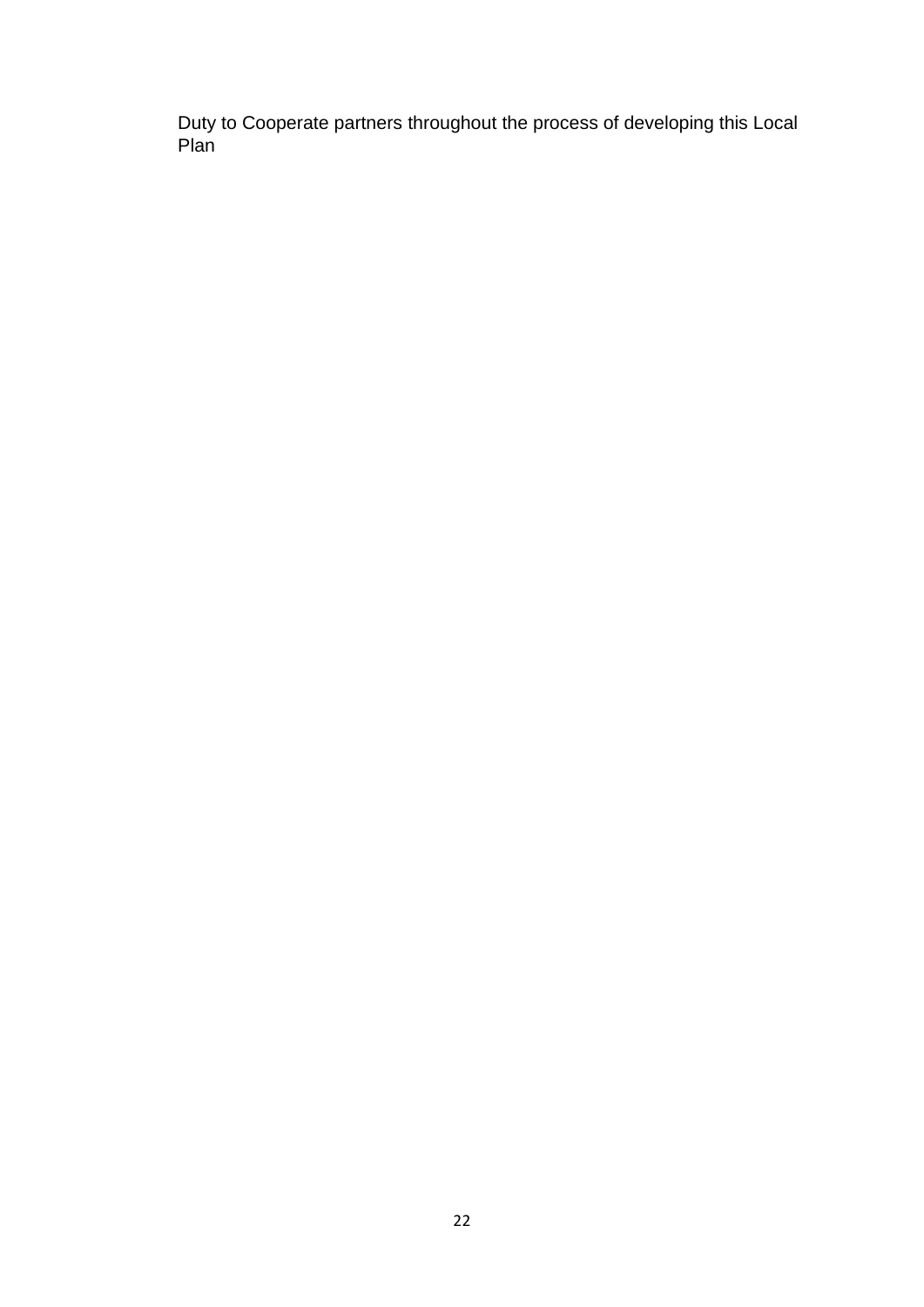Duty to Cooperate partners throughout the process of developing this Local Plan